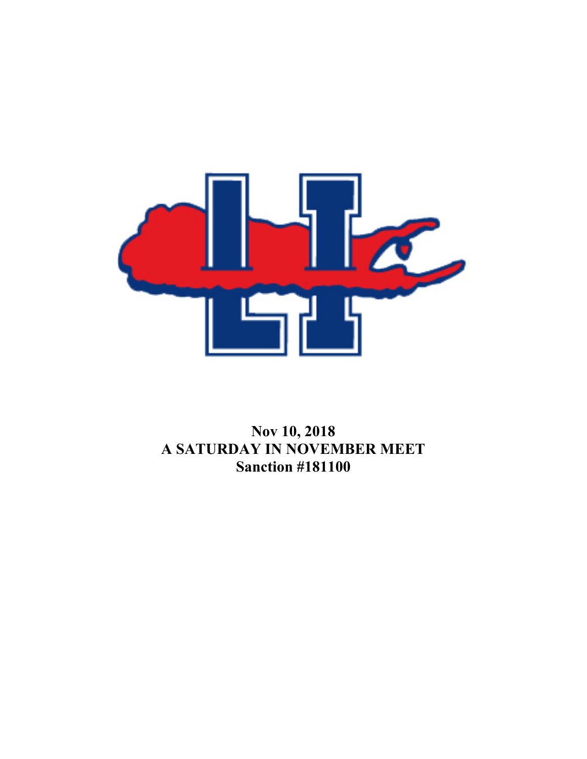**Nov 10, 2018**
**A SATURDAY IN NOVEMBER MEET**
**Sanction #181100**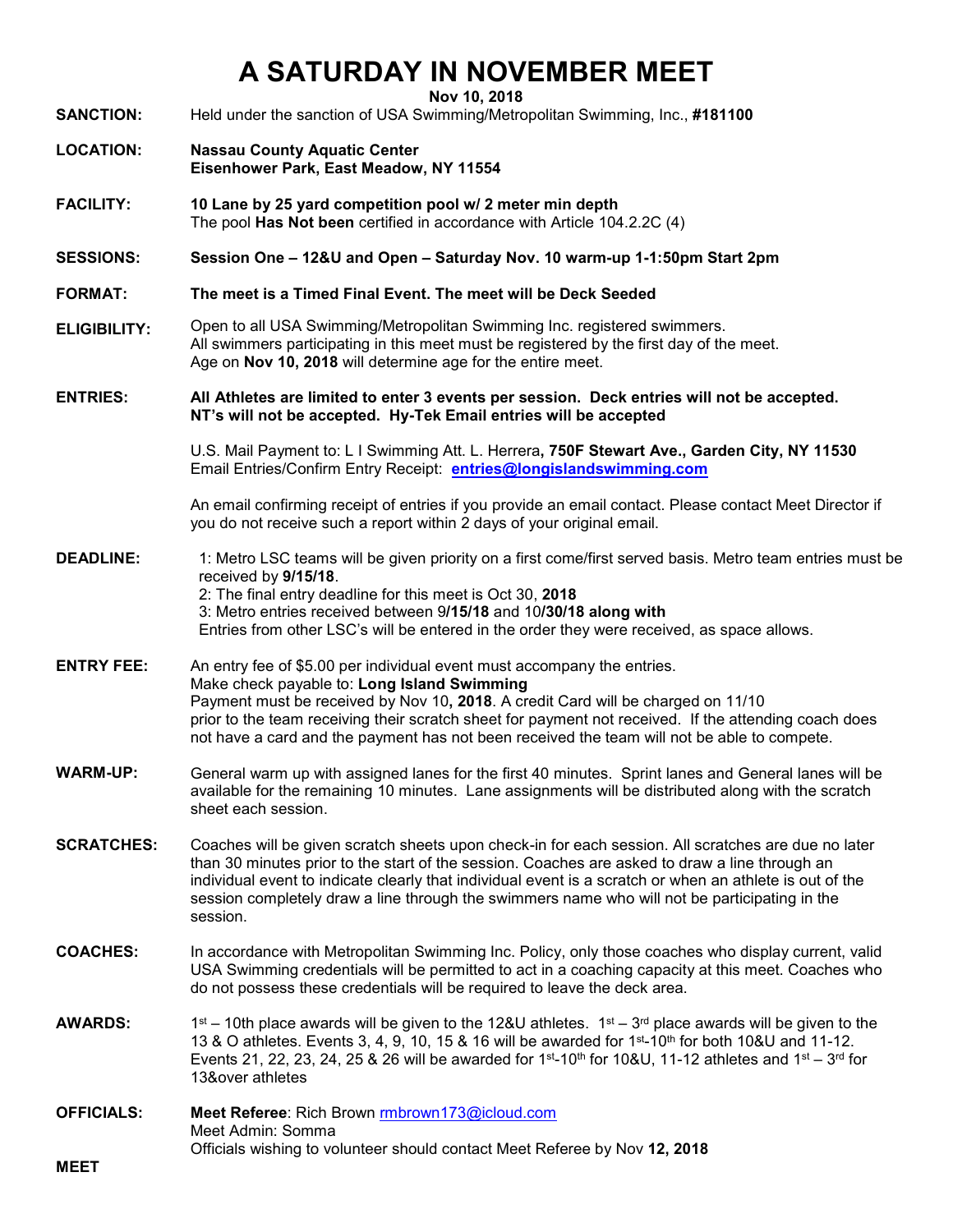# A SATURDAY IN NOVEMBER MEET

**Nov 10, 2018**

**SANCTION:** Held under the sanction of USA Swimming/Metropolitan Swimming, Inc., **#181100**

**LOCATION:** **Nassau County Aquatic Center**
**Eisenhower Park, East Meadow, NY 11554**

**FACILITY:** **10 Lane by 25 yard competition pool w/ 2 meter min depth**
The pool **Has Not been** certified in accordance with Article 104.2.2C (4)

**SESSIONS:** **Session One – 12&U and Open – Saturday Nov. 10 warm-up 1-1:50pm Start 2pm**

**FORMAT:** **The meet is a Timed Final Event. The meet will be Deck Seeded**

**ELIGIBILITY:** Open to all USA Swimming/Metropolitan Swimming Inc. registered swimmers.
All swimmers participating in this meet must be registered by the first day of the meet.
Age on **Nov 10, 2018** will determine age for the entire meet.

**ENTRIES:** **All Athletes are limited to enter 3 events per session. Deck entries will not be accepted. NT's will not be accepted. Hy-Tek Email entries will be accepted**

U.S. Mail Payment to: L I Swimming Att. L. Herrera**, 750F Stewart Ave., Garden City, NY 11530**
Email Entries/Confirm Entry Receipt: **entries@longislandswimming.com**

An email confirming receipt of entries if you provide an email contact. Please contact Meet Director if you do not receive such a report within 2 days of your original email.

**DEADLINE:** 1: Metro LSC teams will be given priority on a first come/first served basis. Metro team entries must be received by **9/15/18**.
2: The final entry deadline for this meet is Oct 30, **2018**
3: Metro entries received between 9**/15/18** and 10**/30/18 along with**
Entries from other LSC's will be entered in the order they were received, as space allows.

**ENTRY FEE:** An entry fee of $5.00 per individual event must accompany the entries.
Make check payable to: **Long Island Swimming**
Payment must be received by Nov 10**, 2018**. A credit Card will be charged on 11/10 prior to the team receiving their scratch sheet for payment not received. If the attending coach does not have a card and the payment has not been received the team will not be able to compete.

**WARM-UP:** General warm up with assigned lanes for the first 40 minutes. Sprint lanes and General lanes will be available for the remaining 10 minutes. Lane assignments will be distributed along with the scratch sheet each session.

**SCRATCHES:** Coaches will be given scratch sheets upon check-in for each session. All scratches are due no later than 30 minutes prior to the start of the session. Coaches are asked to draw a line through an individual event to indicate clearly that individual event is a scratch or when an athlete is out of the session completely draw a line through the swimmers name who will not be participating in the session.

**COACHES:** In accordance with Metropolitan Swimming Inc. Policy, only those coaches who display current, valid USA Swimming credentials will be permitted to act in a coaching capacity at this meet. Coaches who do not possess these credentials will be required to leave the deck area.

**AWARDS:** 1st – 10th place awards will be given to the 12&U athletes. 1st – 3rd place awards will be given to the 13 & O athletes. Events 3, 4, 9, 10, 15 & 16 will be awarded for 1st-10th for both 10&U and 11-12. Events 21, 22, 23, 24, 25 & 26 will be awarded for 1st-10th for 10&U, 11-12 athletes and 1st – 3rd for 13&over athletes

**OFFICIALS:** **Meet Referee**: Rich Brown rmbrown173@icloud.com
Meet Admin: Somma
Officials wishing to volunteer should contact Meet Referee by Nov **12, 2018**

**MEET**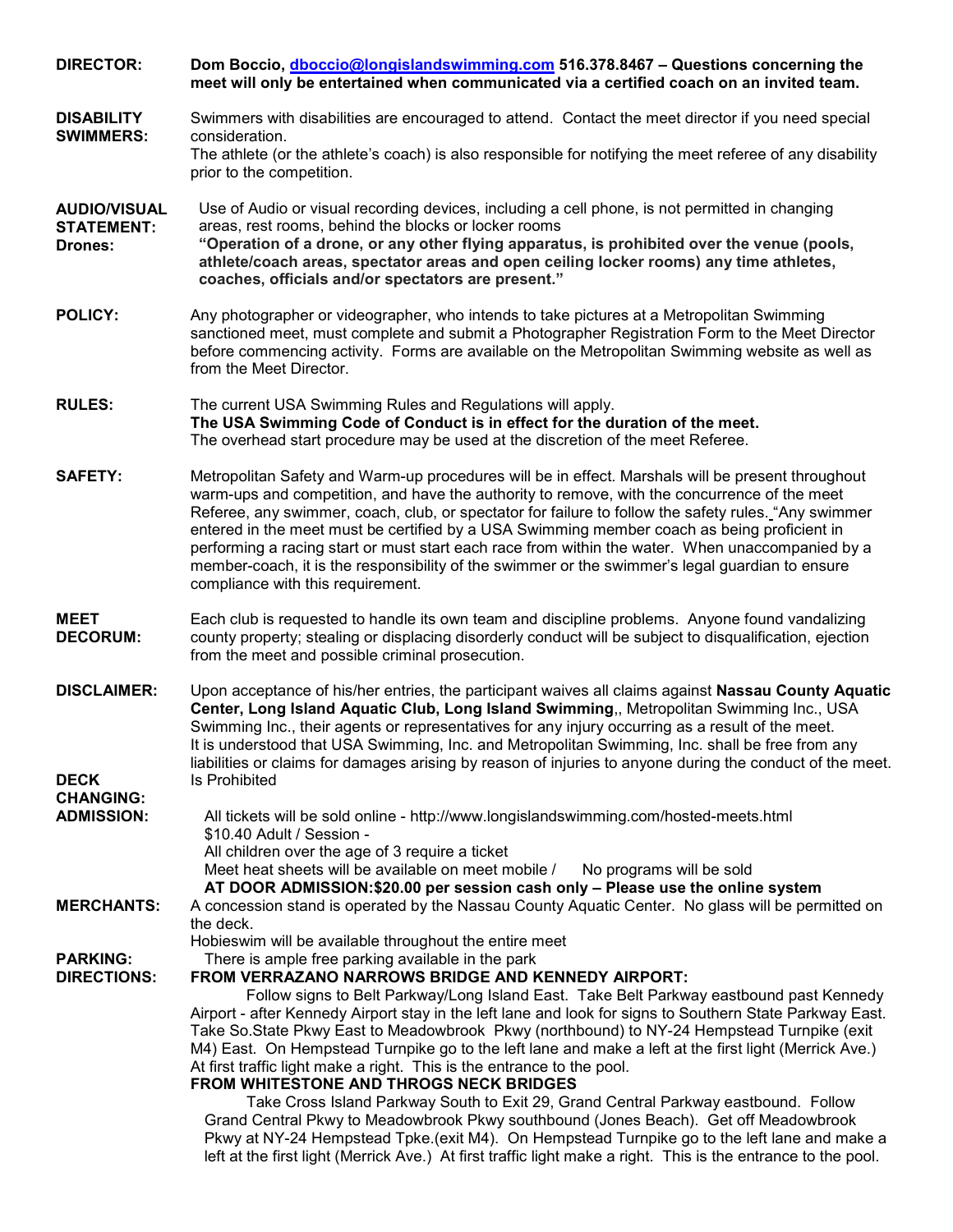**DIRECTOR:** **Dom Boccio, dboccio@longislandswimming.com 516.378.8467 – Questions concerning the meet will only be entertained when communicated via a certified coach on an invited team.**

**DISABILITY SWIMMERS:** Swimmers with disabilities are encouraged to attend. Contact the meet director if you need special consideration.
The athlete (or the athlete's coach) is also responsible for notifying the meet referee of any disability prior to the competition.

**AUDIO/VISUAL STATEMENT:** Use of Audio or visual recording devices, including a cell phone, is not permitted in changing areas, rest rooms, behind the blocks or locker rooms

**Drones:** **"Operation of a drone, or any other flying apparatus, is prohibited over the venue (pools, athlete/coach areas, spectator areas and open ceiling locker rooms) any time athletes, coaches, officials and/or spectators are present."**

**POLICY:** Any photographer or videographer, who intends to take pictures at a Metropolitan Swimming sanctioned meet, must complete and submit a Photographer Registration Form to the Meet Director before commencing activity. Forms are available on the Metropolitan Swimming website as well as from the Meet Director.

**RULES:** The current USA Swimming Rules and Regulations will apply.
**The USA Swimming Code of Conduct is in effect for the duration of the meet.**
The overhead start procedure may be used at the discretion of the meet Referee.

**SAFETY:** Metropolitan Safety and Warm-up procedures will be in effect. Marshals will be present throughout warm-ups and competition, and have the authority to remove, with the concurrence of the meet Referee, any swimmer, coach, club, or spectator for failure to follow the safety rules. "Any swimmer entered in the meet must be certified by a USA Swimming member coach as being proficient in performing a racing start or must start each race from within the water. When unaccompanied by a member-coach, it is the responsibility of the swimmer or the swimmer's legal guardian to ensure compliance with this requirement.

**MEET DECORUM:** Each club is requested to handle its own team and discipline problems. Anyone found vandalizing county property; stealing or displacing disorderly conduct will be subject to disqualification, ejection from the meet and possible criminal prosecution.

**DISCLAIMER:** Upon acceptance of his/her entries, the participant waives all claims against **Nassau County Aquatic Center, Long Island Aquatic Club, Long Island Swimming**,, Metropolitan Swimming Inc., USA Swimming Inc., their agents or representatives for any injury occurring as a result of the meet.
It is understood that USA Swimming, Inc. and Metropolitan Swimming, Inc. shall be free from any liabilities or claims for damages arising by reason of injuries to anyone during the conduct of the meet.

**DECK CHANGING:** Is Prohibited

**ADMISSION:** All tickets will be sold online - http://www.longislandswimming.com/hosted-meets.html
$10.40 Adult / Session -
All children over the age of 3 require a ticket
Meet heat sheets will be available on meet mobile / No programs will be sold
**AT DOOR ADMISSION:$20.00 per session cash only – Please use the online system**

**MERCHANTS:** A concession stand is operated by the Nassau County Aquatic Center. No glass will be permitted on the deck.
Hobieswim will be available throughout the entire meet

**PARKING:** There is ample free parking available in the park

**DIRECTIONS:** **FROM VERRAZANO NARROWS BRIDGE AND KENNEDY AIRPORT:**
Follow signs to Belt Parkway/Long Island East. Take Belt Parkway eastbound past Kennedy Airport - after Kennedy Airport stay in the left lane and look for signs to Southern State Parkway East. Take So.State Pkwy East to Meadowbrook Pkwy (northbound) to NY-24 Hempstead Turnpike (exit M4) East. On Hempstead Turnpike go to the left lane and make a left at the first light (Merrick Ave.) At first traffic light make a right. This is the entrance to the pool.

**FROM WHITESTONE AND THROGS NECK BRIDGES**
Take Cross Island Parkway South to Exit 29, Grand Central Parkway eastbound. Follow Grand Central Pkwy to Meadowbrook Pkwy southbound (Jones Beach). Get off Meadowbrook Pkwy at NY-24 Hempstead Tpke.(exit M4). On Hempstead Turnpike go to the left lane and make a left at the first light (Merrick Ave.) At first traffic light make a right. This is the entrance to the pool.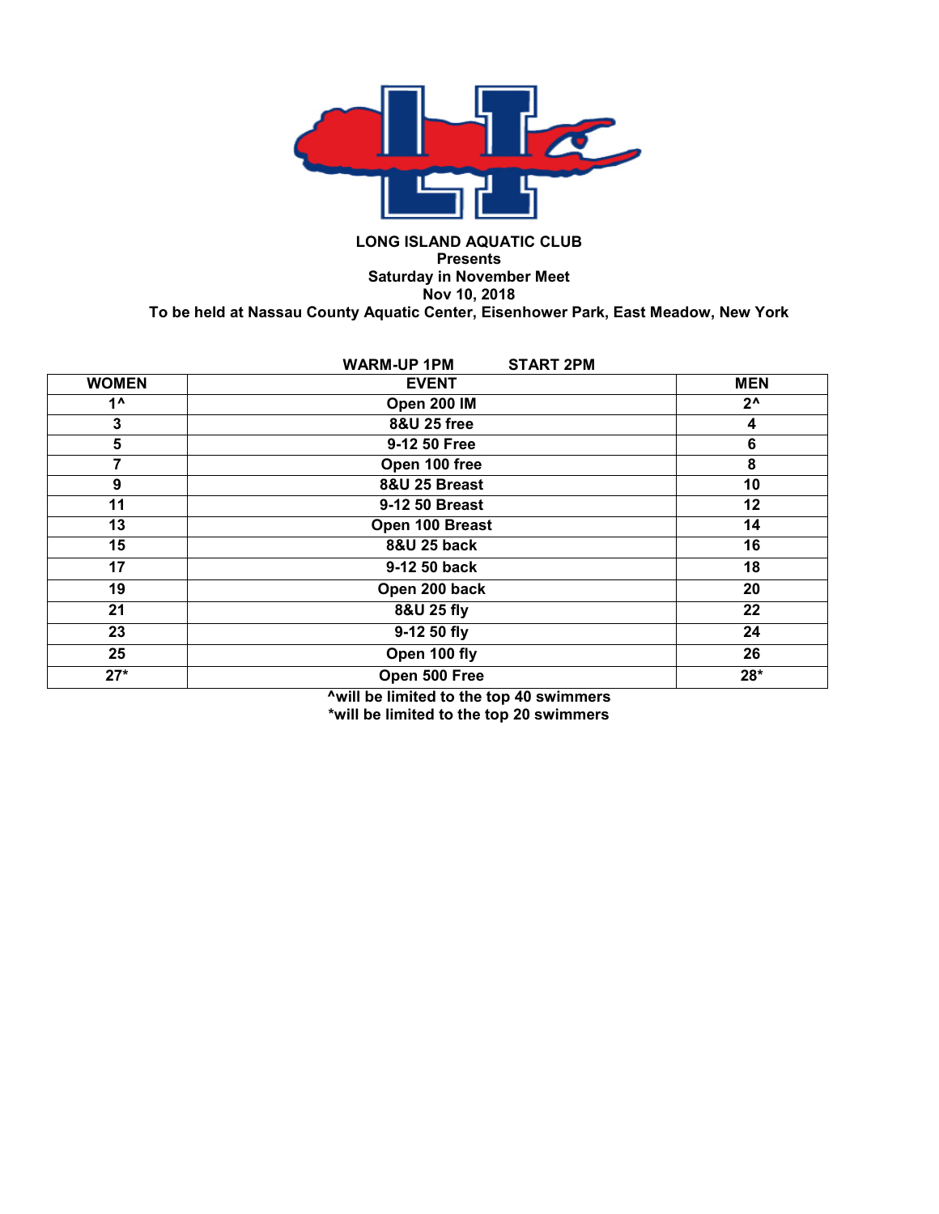**LONG ISLAND AQUATIC CLUB**
**Presents**
**Saturday in November Meet**
**Nov 10, 2018**
**To be held at Nassau County Aquatic Center, Eisenhower Park, East Meadow, New York**

**WARM-UP 1PM START 2PM**

| WOMEN | EVENT | MEN |
|---|---|---|
| 1^ | Open 200 IM | 2^ |
| 3 | 8&U 25 free | 4 |
| 5 | 9-12 50 Free | 6 |
| 7 | Open 100 free | 8 |
| 9 | 8&U 25 Breast | 10 |
| 11 | 9-12 50 Breast | 12 |
| 13 | Open 100 Breast | 14 |
| 15 | 8&U 25 back | 16 |
| 17 | 9-12 50 back | 18 |
| 19 | Open 200 back | 20 |
| 21 | 8&U 25 fly | 22 |
| 23 | 9-12 50 fly | 24 |
| 25 | Open 100 fly | 26 |
| 27* | Open 500 Free | 28* |

**^will be limited to the top 40 swimmers**
**\*will be limited to the top 20 swimmers**